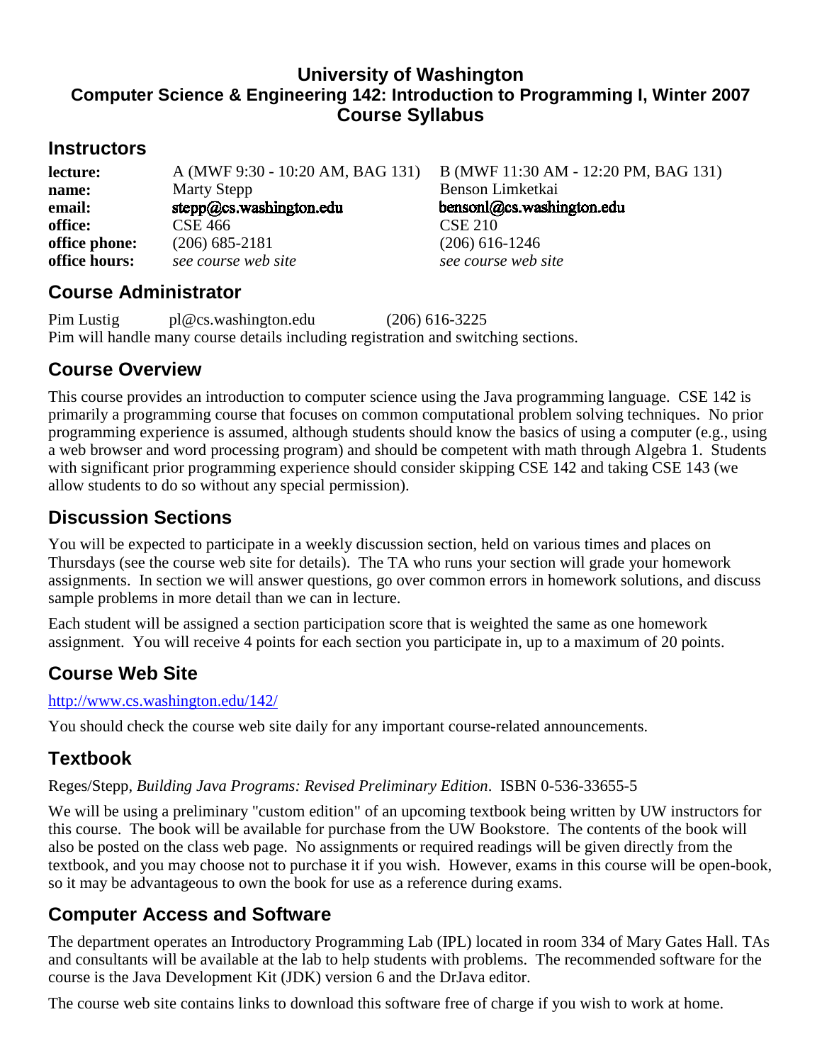# University of Washington
## Computer Science & Engineering 142: Introduction to Programming I, Winter 2007
## Course Syllabus

## Instructors

| | | |
|---|---|---|
| **lecture:** | A (MWF 9:30 - 10:20 AM, BAG 131) | B (MWF 11:30 AM - 12:20 PM, BAG 131) |
| **name:** | Marty Stepp | Benson Limketkai |
| **email:** | stepp@cs.washington.edu | bensonl@cs.washington.edu |
| **office:** | CSE 466 | CSE 210 |
| **office phone:** | (206) 685-2181 | (206) 616-1246 |
| **office hours:** | *see course web site* | *see course web site* |

## Course Administrator

Pim Lustig pl@cs.washington.edu (206) 616-3225
Pim will handle many course details including registration and switching sections.

## Course Overview

This course provides an introduction to computer science using the Java programming language. CSE 142 is primarily a programming course that focuses on common computational problem solving techniques. No prior programming experience is assumed, although students should know the basics of using a computer (e.g., using a web browser and word processing program) and should be competent with math through Algebra 1. Students with significant prior programming experience should consider skipping CSE 142 and taking CSE 143 (we allow students to do so without any special permission).

## Discussion Sections

You will be expected to participate in a weekly discussion section, held on various times and places on Thursdays (see the course web site for details). The TA who runs your section will grade your homework assignments. In section we will answer questions, go over common errors in homework solutions, and discuss sample problems in more detail than we can in lecture.

Each student will be assigned a section participation score that is weighted the same as one homework assignment. You will receive 4 points for each section you participate in, up to a maximum of 20 points.

## Course Web Site

http://www.cs.washington.edu/142/

You should check the course web site daily for any important course-related announcements.

## Textbook

Reges/Stepp, *Building Java Programs: Revised Preliminary Edition*. ISBN 0-536-33655-5

We will be using a preliminary "custom edition" of an upcoming textbook being written by UW instructors for this course. The book will be available for purchase from the UW Bookstore. The contents of the book will also be posted on the class web page. No assignments or required readings will be given directly from the textbook, and you may choose not to purchase it if you wish. However, exams in this course will be open-book, so it may be advantageous to own the book for use as a reference during exams.

## Computer Access and Software

The department operates an Introductory Programming Lab (IPL) located in room 334 of Mary Gates Hall. TAs and consultants will be available at the lab to help students with problems. The recommended software for the course is the Java Development Kit (JDK) version 6 and the DrJava editor.

The course web site contains links to download this software free of charge if you wish to work at home.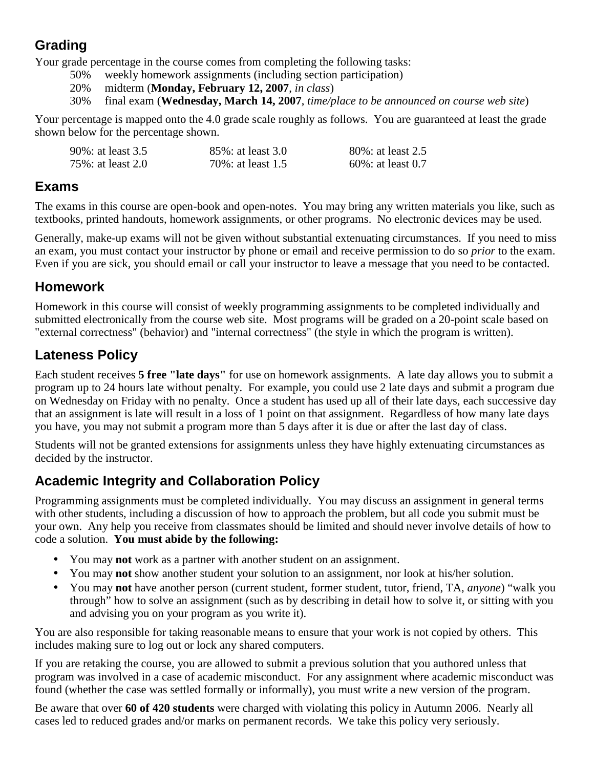## Grading

Your grade percentage in the course comes from completing the following tasks:

- 50% weekly homework assignments (including section participation)
- 20% midterm (**Monday, February 12, 2007**, *in class*)
- 30% final exam (**Wednesday, March 14, 2007**, *time/place to be announced on course web site*)

Your percentage is mapped onto the 4.0 grade scale roughly as follows. You are guaranteed at least the grade shown below for the percentage shown.

| | | |
|---|---|---|
| 90%: at least 3.5 | 85%: at least 3.0 | 80%: at least 2.5 |
| 75%: at least 2.0 | 70%: at least 1.5 | 60%: at least 0.7 |

## Exams

The exams in this course are open-book and open-notes. You may bring any written materials you like, such as textbooks, printed handouts, homework assignments, or other programs. No electronic devices may be used.

Generally, make-up exams will not be given without substantial extenuating circumstances. If you need to miss an exam, you must contact your instructor by phone or email and receive permission to do so *prior* to the exam. Even if you are sick, you should email or call your instructor to leave a message that you need to be contacted.

## Homework

Homework in this course will consist of weekly programming assignments to be completed individually and submitted electronically from the course web site. Most programs will be graded on a 20-point scale based on "external correctness" (behavior) and "internal correctness" (the style in which the program is written).

## Lateness Policy

Each student receives **5 free "late days"** for use on homework assignments. A late day allows you to submit a program up to 24 hours late without penalty. For example, you could use 2 late days and submit a program due on Wednesday on Friday with no penalty. Once a student has used up all of their late days, each successive day that an assignment is late will result in a loss of 1 point on that assignment. Regardless of how many late days you have, you may not submit a program more than 5 days after it is due or after the last day of class.

Students will not be granted extensions for assignments unless they have highly extenuating circumstances as decided by the instructor.

## Academic Integrity and Collaboration Policy

Programming assignments must be completed individually. You may discuss an assignment in general terms with other students, including a discussion of how to approach the problem, but all code you submit must be your own. Any help you receive from classmates should be limited and should never involve details of how to code a solution. **You must abide by the following:**

- You may **not** work as a partner with another student on an assignment.
- You may **not** show another student your solution to an assignment, nor look at his/her solution.
- You may **not** have another person (current student, former student, tutor, friend, TA, *anyone*) "walk you through" how to solve an assignment (such as by describing in detail how to solve it, or sitting with you and advising you on your program as you write it).

You are also responsible for taking reasonable means to ensure that your work is not copied by others. This includes making sure to log out or lock any shared computers.

If you are retaking the course, you are allowed to submit a previous solution that you authored unless that program was involved in a case of academic misconduct. For any assignment where academic misconduct was found (whether the case was settled formally or informally), you must write a new version of the program.

Be aware that over **60 of 420 students** were charged with violating this policy in Autumn 2006. Nearly all cases led to reduced grades and/or marks on permanent records. We take this policy very seriously.